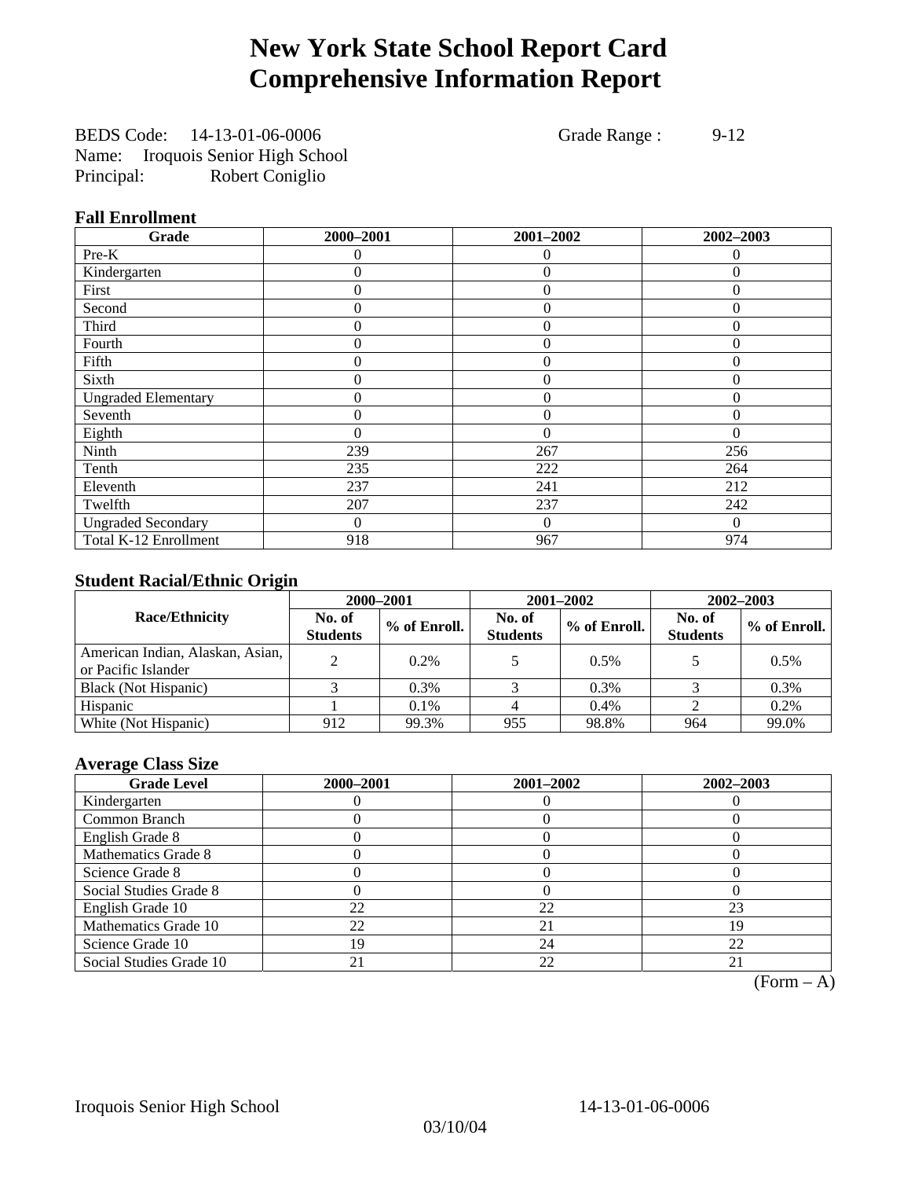# New York State School Report Card
# Comprehensive Information Report

BEDS Code: 14-13-01-06-0006 Grade Range : 9-12
Name: Iroquois Senior High School
Principal: Robert Coniglio

### Fall Enrollment

| Grade | 2000–2001 | 2001–2002 | 2002–2003 |
|---|---|---|---|
| Pre-K | 0 | 0 | 0 |
| Kindergarten | 0 | 0 | 0 |
| First | 0 | 0 | 0 |
| Second | 0 | 0 | 0 |
| Third | 0 | 0 | 0 |
| Fourth | 0 | 0 | 0 |
| Fifth | 0 | 0 | 0 |
| Sixth | 0 | 0 | 0 |
| Ungraded Elementary | 0 | 0 | 0 |
| Seventh | 0 | 0 | 0 |
| Eighth | 0 | 0 | 0 |
| Ninth | 239 | 267 | 256 |
| Tenth | 235 | 222 | 264 |
| Eleventh | 237 | 241 | 212 |
| Twelfth | 207 | 237 | 242 |
| Ungraded Secondary | 0 | 0 | 0 |
| Total K-12 Enrollment | 918 | 967 | 974 |

### Student Racial/Ethnic Origin

| Race/Ethnicity | 2000–2001 | | 2001–2002 | | 2002–2003 | |
|---|---|---|---|---|---|---|
| | No. of Students | % of Enroll. | No. of Students | % of Enroll. | No. of Students | % of Enroll. |
| American Indian, Alaskan, Asian, or Pacific Islander | 2 | 0.2% | 5 | 0.5% | 5 | 0.5% |
| Black (Not Hispanic) | 3 | 0.3% | 3 | 0.3% | 3 | 0.3% |
| Hispanic | 1 | 0.1% | 4 | 0.4% | 2 | 0.2% |
| White (Not Hispanic) | 912 | 99.3% | 955 | 98.8% | 964 | 99.0% |

### Average Class Size

| Grade Level | 2000–2001 | 2001–2002 | 2002–2003 |
|---|---|---|---|
| Kindergarten | 0 | 0 | 0 |
| Common Branch | 0 | 0 | 0 |
| English Grade 8 | 0 | 0 | 0 |
| Mathematics Grade 8 | 0 | 0 | 0 |
| Science Grade 8 | 0 | 0 | 0 |
| Social Studies Grade 8 | 0 | 0 | 0 |
| English Grade 10 | 22 | 22 | 23 |
| Mathematics Grade 10 | 22 | 21 | 19 |
| Science Grade 10 | 19 | 24 | 22 |
| Social Studies Grade 10 | 21 | 22 | 21 |

(Form – A)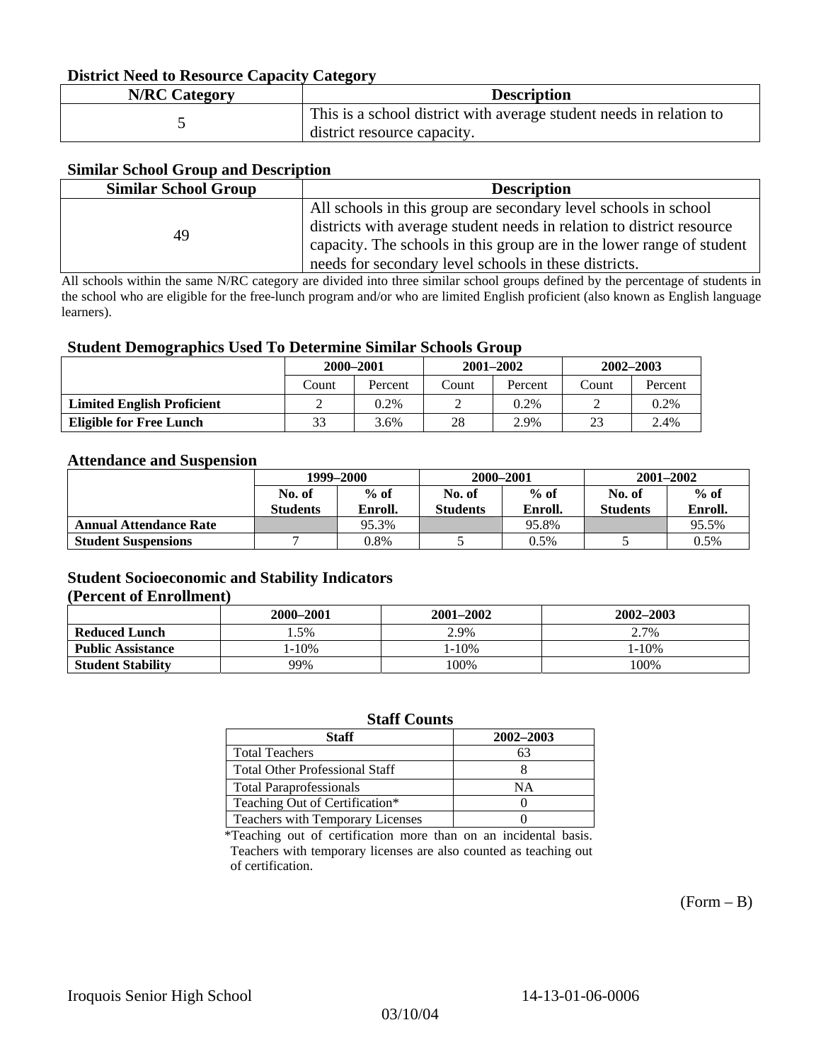### District Need to Resource Capacity Category

| N/RC Category | Description |
| --- | --- |
| 5 | This is a school district with average student needs in relation to district resource capacity. |

### Similar School Group and Description

| Similar School Group | Description |
| --- | --- |
| 49 | All schools in this group are secondary level schools in school districts with average student needs in relation to district resource capacity. The schools in this group are in the lower range of student needs for secondary level schools in these districts. |

All schools within the same N/RC category are divided into three similar school groups defined by the percentage of students in the school who are eligible for the free-lunch program and/or who are limited English proficient (also known as English language learners).

### Student Demographics Used To Determine Similar Schools Group

| | 2000–2001 | | 2001–2002 | | 2002–2003 | |
| --- | --- | --- | --- | --- | --- | --- |
| | Count | Percent | Count | Percent | Count | Percent |
| **Limited English Proficient** | 2 | 0.2% | 2 | 0.2% | 2 | 0.2% |
| **Eligible for Free Lunch** | 33 | 3.6% | 28 | 2.9% | 23 | 2.4% |

### Attendance and Suspension

| | 1999–2000 | | 2000–2001 | | 2001–2002 | |
| --- | --- | --- | --- | --- | --- | --- |
| | No. of Students | % of Enroll. | No. of Students | % of Enroll. | No. of Students | % of Enroll. |
| **Annual Attendance Rate** | | 95.3% | | 95.8% | | 95.5% |
| **Student Suspensions** | 7 | 0.8% | 5 | 0.5% | 5 | 0.5% |

### Student Socioeconomic and Stability Indicators
### (Percent of Enrollment)

| | 2000–2001 | 2001–2002 | 2002–2003 |
| --- | --- | --- | --- |
| **Reduced Lunch** | 1.5% | 2.9% | 2.7% |
| **Public Assistance** | 1-10% | 1-10% | 1-10% |
| **Student Stability** | 99% | 100% | 100% |

### Staff Counts

| Staff | 2002–2003 |
| --- | --- |
| Total Teachers | 63 |
| Total Other Professional Staff | 8 |
| Total Paraprofessionals | NA |
| Teaching Out of Certification* | 0 |
| Teachers with Temporary Licenses | 0 |

*Teaching out of certification more than on an incidental basis. Teachers with temporary licenses are also counted as teaching out of certification.

(Form – B)

Iroquois Senior High School 14-13-01-06-0006

03/10/04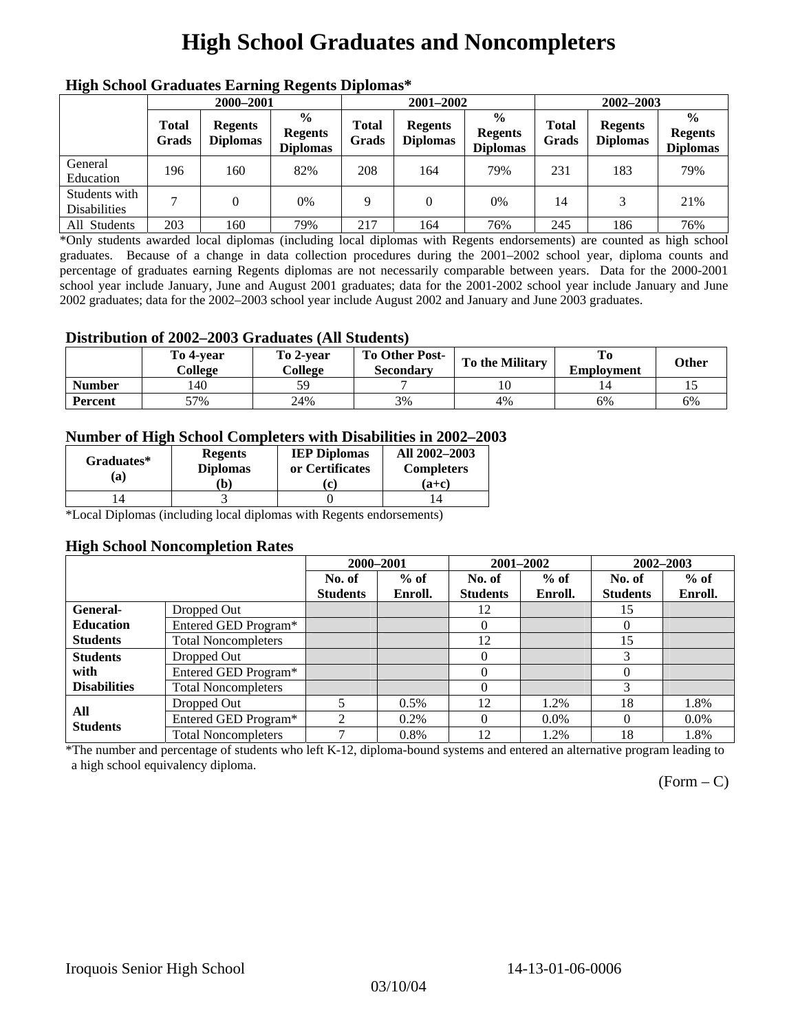# High School Graduates and Noncompleters

### High School Graduates Earning Regents Diplomas*

| | 2000–2001 | | | 2001–2002 | | | 2002–2003 | | |
|---|---|---|---|---|---|---|---|---|---|
| | Total Grads | Regents Diplomas | % Regents Diplomas | Total Grads | Regents Diplomas | % Regents Diplomas | Total Grads | Regents Diplomas | % Regents Diplomas |
| General Education | 196 | 160 | 82% | 208 | 164 | 79% | 231 | 183 | 79% |
| Students with Disabilities | 7 | 0 | 0% | 9 | 0 | 0% | 14 | 3 | 21% |
| All Students | 203 | 160 | 79% | 217 | 164 | 76% | 245 | 186 | 76% |

*Only students awarded local diplomas (including local diplomas with Regents endorsements) are counted as high school graduates. Because of a change in data collection procedures during the 2001–2002 school year, diploma counts and percentage of graduates earning Regents diplomas are not necessarily comparable between years. Data for the 2000-2001 school year include January, June and August 2001 graduates; data for the 2001-2002 school year include January and June 2002 graduates; data for the 2002–2003 school year include August 2002 and January and June 2003 graduates.

### Distribution of 2002–2003 Graduates (All Students)

| | To 4-year College | To 2-year College | To Other Post-Secondary | To the Military | To Employment | Other |
|---|---|---|---|---|---|---|
| Number | 140 | 59 | 7 | 10 | 14 | 15 |
| Percent | 57% | 24% | 3% | 4% | 6% | 6% |

### Number of High School Completers with Disabilities in 2002–2003

| Graduates* (a) | Regents Diplomas (b) | IEP Diplomas or Certificates (c) | All 2002–2003 Completers (a+c) |
|---|---|---|---|
| 14 | 3 | 0 | 14 |

*Local Diplomas (including local diplomas with Regents endorsements)

### High School Noncompletion Rates

| | | 2000–2001 | | 2001–2002 | | 2002–2003 | |
|---|---|---|---|---|---|---|---|
| | | No. of Students | % of Enroll. | No. of Students | % of Enroll. | No. of Students | % of Enroll. |
| General-Education Students | Dropped Out | | | 12 | | 15 | |
| | Entered GED Program* | | | 0 | | 0 | |
| | Total Noncompleters | | | 12 | | 15 | |
| Students with Disabilities | Dropped Out | | | 0 | | 3 | |
| | Entered GED Program* | | | 0 | | 0 | |
| | Total Noncompleters | | | 0 | | 3 | |
| All Students | Dropped Out | 5 | 0.5% | 12 | 1.2% | 18 | 1.8% |
| | Entered GED Program* | 2 | 0.2% | 0 | 0.0% | 0 | 0.0% |
| | Total Noncompleters | 7 | 0.8% | 12 | 1.2% | 18 | 1.8% |

*The number and percentage of students who left K-12, diploma-bound systems and entered an alternative program leading to a high school equivalency diploma.

(Form – C)

Iroquois Senior High School 14-13-01-06-0006

03/10/04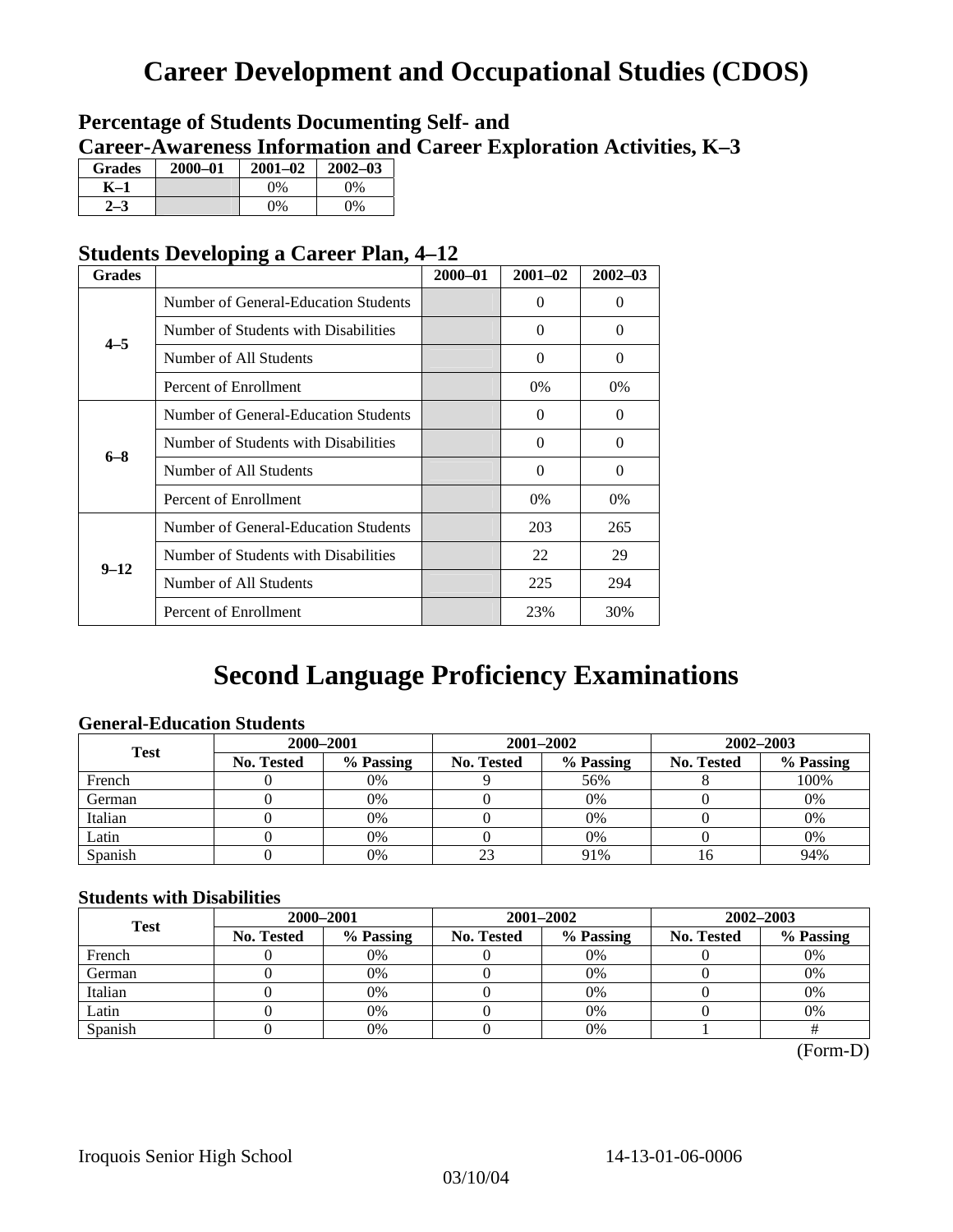# Career Development and Occupational Studies (CDOS)

### Percentage of Students Documenting Self- and Career-Awareness Information and Career Exploration Activities, K–3

| Grades | 2000–01 | 2001–02 | 2002–03 |
|---|---|---|---|
| K–1 | | 0% | 0% |
| 2–3 | | 0% | 0% |

### Students Developing a Career Plan, 4–12

| Grades | | 2000–01 | 2001–02 | 2002–03 |
|---|---|---|---|---|
| 4–5 | Number of General-Education Students | | 0 | 0 |
| | Number of Students with Disabilities | | 0 | 0 |
| | Number of All Students | | 0 | 0 |
| | Percent of Enrollment | | 0% | 0% |
| 6–8 | Number of General-Education Students | | 0 | 0 |
| | Number of Students with Disabilities | | 0 | 0 |
| | Number of All Students | | 0 | 0 |
| | Percent of Enrollment | | 0% | 0% |
| 9–12 | Number of General-Education Students | | 203 | 265 |
| | Number of Students with Disabilities | | 22 | 29 |
| | Number of All Students | | 225 | 294 |
| | Percent of Enrollment | | 23% | 30% |

# Second Language Proficiency Examinations

### General-Education Students

| Test | 2000–2001 | | 2001–2002 | | 2002–2003 | |
|---|---|---|---|---|---|---|
| | No. Tested | % Passing | No. Tested | % Passing | No. Tested | % Passing |
| French | 0 | 0% | 9 | 56% | 8 | 100% |
| German | 0 | 0% | 0 | 0% | 0 | 0% |
| Italian | 0 | 0% | 0 | 0% | 0 | 0% |
| Latin | 0 | 0% | 0 | 0% | 0 | 0% |
| Spanish | 0 | 0% | 23 | 91% | 16 | 94% |

### Students with Disabilities

| Test | 2000–2001 | | 2001–2002 | | 2002–2003 | |
|---|---|---|---|---|---|---|
| | No. Tested | % Passing | No. Tested | % Passing | No. Tested | % Passing |
| French | 0 | 0% | 0 | 0% | 0 | 0% |
| German | 0 | 0% | 0 | 0% | 0 | 0% |
| Italian | 0 | 0% | 0 | 0% | 0 | 0% |
| Latin | 0 | 0% | 0 | 0% | 0 | 0% |
| Spanish | 0 | 0% | 0 | 0% | 1 | # |

(Form-D)

Iroquois Senior High School 14-13-01-06-0006

03/10/04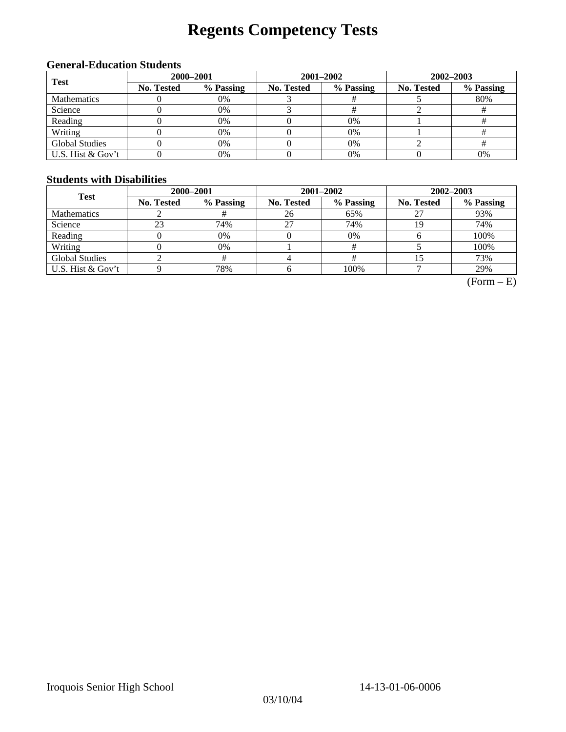# Regents Competency Tests

### General-Education Students

| Test | 2000–2001 | | 2001–2002 | | 2002–2003 | |
|---|---|---|---|---|---|---|
| | No. Tested | % Passing | No. Tested | % Passing | No. Tested | % Passing |
| Mathematics | 0 | 0% | 3 | # | 5 | 80% |
| Science | 0 | 0% | 3 | # | 2 | # |
| Reading | 0 | 0% | 0 | 0% | 1 | # |
| Writing | 0 | 0% | 0 | 0% | 1 | # |
| Global Studies | 0 | 0% | 0 | 0% | 2 | # |
| U.S. Hist & Gov't | 0 | 0% | 0 | 0% | 0 | 0% |

### Students with Disabilities

| Test | 2000–2001 | | 2001–2002 | | 2002–2003 | |
|---|---|---|---|---|---|---|
| | No. Tested | % Passing | No. Tested | % Passing | No. Tested | % Passing |
| Mathematics | 2 | # | 26 | 65% | 27 | 93% |
| Science | 23 | 74% | 27 | 74% | 19 | 74% |
| Reading | 0 | 0% | 0 | 0% | 6 | 100% |
| Writing | 0 | 0% | 1 | # | 5 | 100% |
| Global Studies | 2 | # | 4 | # | 15 | 73% |
| U.S. Hist & Gov't | 9 | 78% | 6 | 100% | 7 | 29% |

(Form – E)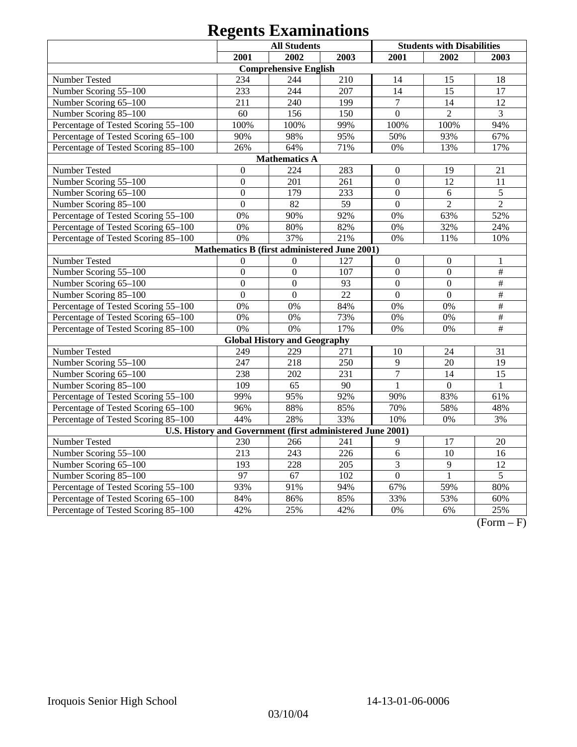# Regents Examinations

| | All Students | | | Students with Disabilities | | |
|---|---|---|---|---|---|---|
| | 2001 | 2002 | 2003 | 2001 | 2002 | 2003 |
| **Comprehensive English** | | | | | | |
| Number Tested | 234 | 244 | 210 | 14 | 15 | 18 |
| Number Scoring 55–100 | 233 | 244 | 207 | 14 | 15 | 17 |
| Number Scoring 65–100 | 211 | 240 | 199 | 7 | 14 | 12 |
| Number Scoring 85–100 | 60 | 156 | 150 | 0 | 2 | 3 |
| Percentage of Tested Scoring 55–100 | 100% | 100% | 99% | 100% | 100% | 94% |
| Percentage of Tested Scoring 65–100 | 90% | 98% | 95% | 50% | 93% | 67% |
| Percentage of Tested Scoring 85–100 | 26% | 64% | 71% | 0% | 13% | 17% |
| **Mathematics A** | | | | | | |
| Number Tested | 0 | 224 | 283 | 0 | 19 | 21 |
| Number Scoring 55–100 | 0 | 201 | 261 | 0 | 12 | 11 |
| Number Scoring 65–100 | 0 | 179 | 233 | 0 | 6 | 5 |
| Number Scoring 85–100 | 0 | 82 | 59 | 0 | 2 | 2 |
| Percentage of Tested Scoring 55–100 | 0% | 90% | 92% | 0% | 63% | 52% |
| Percentage of Tested Scoring 65–100 | 0% | 80% | 82% | 0% | 32% | 24% |
| Percentage of Tested Scoring 85–100 | 0% | 37% | 21% | 0% | 11% | 10% |
| **Mathematics B (first administered June 2001)** | | | | | | |
| Number Tested | 0 | 0 | 127 | 0 | 0 | 1 |
| Number Scoring 55–100 | 0 | 0 | 107 | 0 | 0 | # |
| Number Scoring 65–100 | 0 | 0 | 93 | 0 | 0 | # |
| Number Scoring 85–100 | 0 | 0 | 22 | 0 | 0 | # |
| Percentage of Tested Scoring 55–100 | 0% | 0% | 84% | 0% | 0% | # |
| Percentage of Tested Scoring 65–100 | 0% | 0% | 73% | 0% | 0% | # |
| Percentage of Tested Scoring 85–100 | 0% | 0% | 17% | 0% | 0% | # |
| **Global History and Geography** | | | | | | |
| Number Tested | 249 | 229 | 271 | 10 | 24 | 31 |
| Number Scoring 55–100 | 247 | 218 | 250 | 9 | 20 | 19 |
| Number Scoring 65–100 | 238 | 202 | 231 | 7 | 14 | 15 |
| Number Scoring 85–100 | 109 | 65 | 90 | 1 | 0 | 1 |
| Percentage of Tested Scoring 55–100 | 99% | 95% | 92% | 90% | 83% | 61% |
| Percentage of Tested Scoring 65–100 | 96% | 88% | 85% | 70% | 58% | 48% |
| Percentage of Tested Scoring 85–100 | 44% | 28% | 33% | 10% | 0% | 3% |
| **U.S. History and Government (first administered June 2001)** | | | | | | |
| Number Tested | 230 | 266 | 241 | 9 | 17 | 20 |
| Number Scoring 55–100 | 213 | 243 | 226 | 6 | 10 | 16 |
| Number Scoring 65–100 | 193 | 228 | 205 | 3 | 9 | 12 |
| Number Scoring 85–100 | 97 | 67 | 102 | 0 | 1 | 5 |
| Percentage of Tested Scoring 55–100 | 93% | 91% | 94% | 67% | 59% | 80% |
| Percentage of Tested Scoring 65–100 | 84% | 86% | 85% | 33% | 53% | 60% |
| Percentage of Tested Scoring 85–100 | 42% | 25% | 42% | 0% | 6% | 25% |

(Form – F)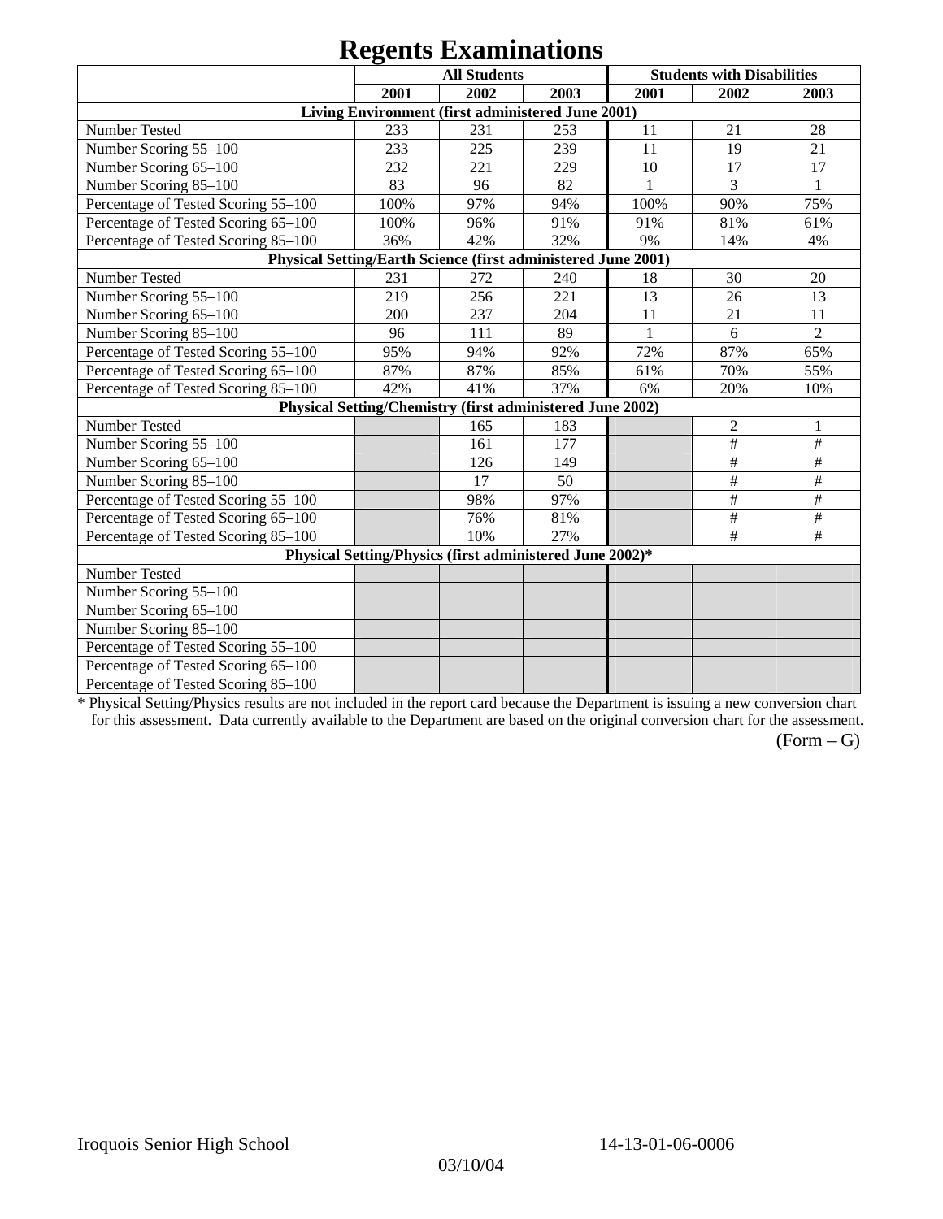# Regents Examinations

| | All Students | | | Students with Disabilities | | |
|---|---|---|---|---|---|---|
| | 2001 | 2002 | 2003 | 2001 | 2002 | 2003 |
| **Living Environment (first administered June 2001)** | | | | | | |
| Number Tested | 233 | 231 | 253 | 11 | 21 | 28 |
| Number Scoring 55–100 | 233 | 225 | 239 | 11 | 19 | 21 |
| Number Scoring 65–100 | 232 | 221 | 229 | 10 | 17 | 17 |
| Number Scoring 85–100 | 83 | 96 | 82 | 1 | 3 | 1 |
| Percentage of Tested Scoring 55–100 | 100% | 97% | 94% | 100% | 90% | 75% |
| Percentage of Tested Scoring 65–100 | 100% | 96% | 91% | 91% | 81% | 61% |
| Percentage of Tested Scoring 85–100 | 36% | 42% | 32% | 9% | 14% | 4% |
| **Physical Setting/Earth Science (first administered June 2001)** | | | | | | |
| Number Tested | 231 | 272 | 240 | 18 | 30 | 20 |
| Number Scoring 55–100 | 219 | 256 | 221 | 13 | 26 | 13 |
| Number Scoring 65–100 | 200 | 237 | 204 | 11 | 21 | 11 |
| Number Scoring 85–100 | 96 | 111 | 89 | 1 | 6 | 2 |
| Percentage of Tested Scoring 55–100 | 95% | 94% | 92% | 72% | 87% | 65% |
| Percentage of Tested Scoring 65–100 | 87% | 87% | 85% | 61% | 70% | 55% |
| Percentage of Tested Scoring 85–100 | 42% | 41% | 37% | 6% | 20% | 10% |
| **Physical Setting/Chemistry (first administered June 2002)** | | | | | | |
| Number Tested | | 165 | 183 | | 2 | 1 |
| Number Scoring 55–100 | | 161 | 177 | | # | # |
| Number Scoring 65–100 | | 126 | 149 | | # | # |
| Number Scoring 85–100 | | 17 | 50 | | # | # |
| Percentage of Tested Scoring 55–100 | | 98% | 97% | | # | # |
| Percentage of Tested Scoring 65–100 | | 76% | 81% | | # | # |
| Percentage of Tested Scoring 85–100 | | 10% | 27% | | # | # |
| **Physical Setting/Physics (first administered June 2002)*** | | | | | | |
| Number Tested | | | | | | |
| Number Scoring 55–100 | | | | | | |
| Number Scoring 65–100 | | | | | | |
| Number Scoring 85–100 | | | | | | |
| Percentage of Tested Scoring 55–100 | | | | | | |
| Percentage of Tested Scoring 65–100 | | | | | | |
| Percentage of Tested Scoring 85–100 | | | | | | |

* Physical Setting/Physics results are not included in the report card because the Department is issuing a new conversion chart for this assessment. Data currently available to the Department are based on the original conversion chart for the assessment.

(Form – G)

Iroquois Senior High School 14-13-01-06-0006

03/10/04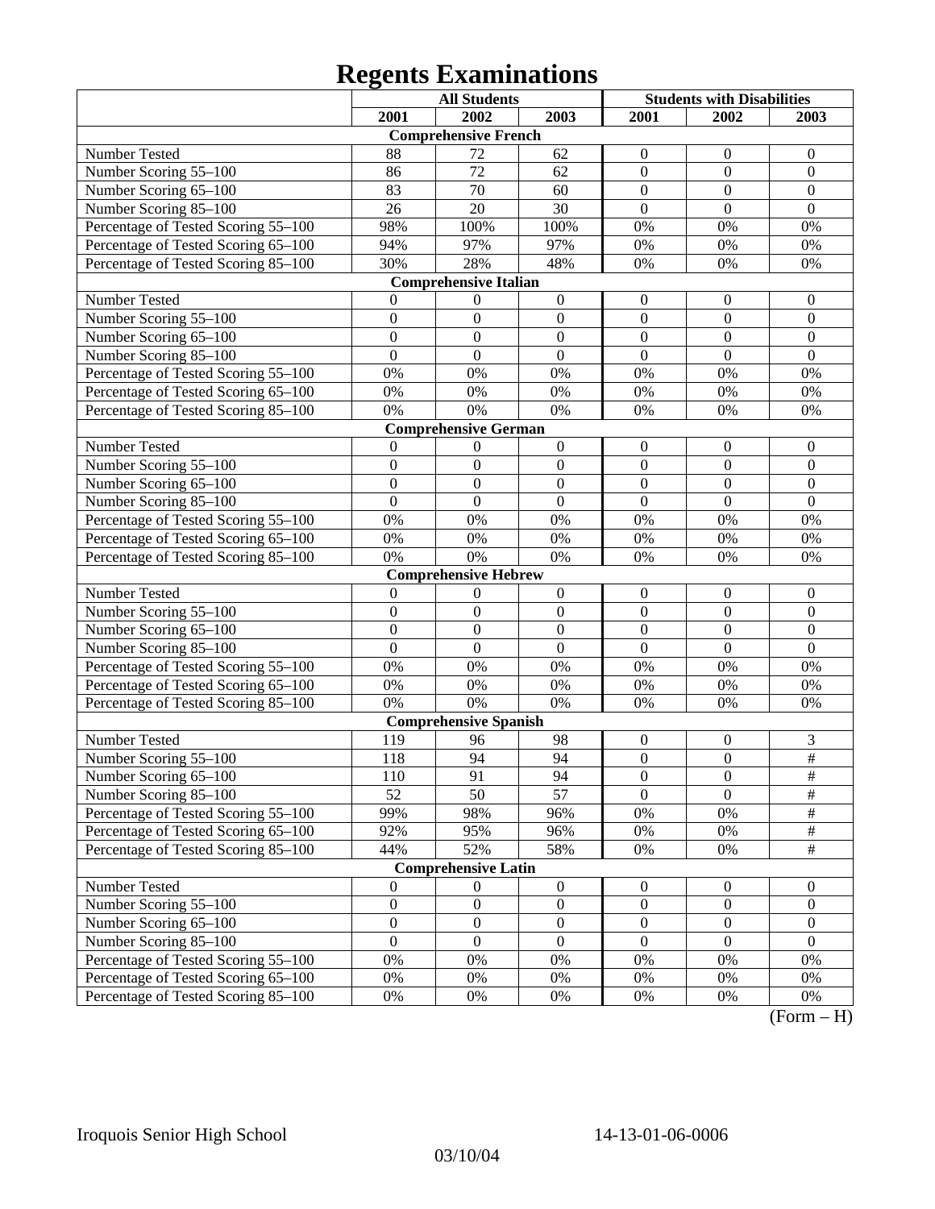# Regents Examinations

| | All Students | | | Students with Disabilities | | |
|---|---|---|---|---|---|---|
| | 2001 | 2002 | 2003 | 2001 | 2002 | 2003 |
| **Comprehensive French** | | | | | | |
| Number Tested | 88 | 72 | 62 | 0 | 0 | 0 |
| Number Scoring 55–100 | 86 | 72 | 62 | 0 | 0 | 0 |
| Number Scoring 65–100 | 83 | 70 | 60 | 0 | 0 | 0 |
| Number Scoring 85–100 | 26 | 20 | 30 | 0 | 0 | 0 |
| Percentage of Tested Scoring 55–100 | 98% | 100% | 100% | 0% | 0% | 0% |
| Percentage of Tested Scoring 65–100 | 94% | 97% | 97% | 0% | 0% | 0% |
| Percentage of Tested Scoring 85–100 | 30% | 28% | 48% | 0% | 0% | 0% |
| **Comprehensive Italian** | | | | | | |
| Number Tested | 0 | 0 | 0 | 0 | 0 | 0 |
| Number Scoring 55–100 | 0 | 0 | 0 | 0 | 0 | 0 |
| Number Scoring 65–100 | 0 | 0 | 0 | 0 | 0 | 0 |
| Number Scoring 85–100 | 0 | 0 | 0 | 0 | 0 | 0 |
| Percentage of Tested Scoring 55–100 | 0% | 0% | 0% | 0% | 0% | 0% |
| Percentage of Tested Scoring 65–100 | 0% | 0% | 0% | 0% | 0% | 0% |
| Percentage of Tested Scoring 85–100 | 0% | 0% | 0% | 0% | 0% | 0% |
| **Comprehensive German** | | | | | | |
| Number Tested | 0 | 0 | 0 | 0 | 0 | 0 |
| Number Scoring 55–100 | 0 | 0 | 0 | 0 | 0 | 0 |
| Number Scoring 65–100 | 0 | 0 | 0 | 0 | 0 | 0 |
| Number Scoring 85–100 | 0 | 0 | 0 | 0 | 0 | 0 |
| Percentage of Tested Scoring 55–100 | 0% | 0% | 0% | 0% | 0% | 0% |
| Percentage of Tested Scoring 65–100 | 0% | 0% | 0% | 0% | 0% | 0% |
| Percentage of Tested Scoring 85–100 | 0% | 0% | 0% | 0% | 0% | 0% |
| **Comprehensive Hebrew** | | | | | | |
| Number Tested | 0 | 0 | 0 | 0 | 0 | 0 |
| Number Scoring 55–100 | 0 | 0 | 0 | 0 | 0 | 0 |
| Number Scoring 65–100 | 0 | 0 | 0 | 0 | 0 | 0 |
| Number Scoring 85–100 | 0 | 0 | 0 | 0 | 0 | 0 |
| Percentage of Tested Scoring 55–100 | 0% | 0% | 0% | 0% | 0% | 0% |
| Percentage of Tested Scoring 65–100 | 0% | 0% | 0% | 0% | 0% | 0% |
| Percentage of Tested Scoring 85–100 | 0% | 0% | 0% | 0% | 0% | 0% |
| **Comprehensive Spanish** | | | | | | |
| Number Tested | 119 | 96 | 98 | 0 | 0 | 3 |
| Number Scoring 55–100 | 118 | 94 | 94 | 0 | 0 | # |
| Number Scoring 65–100 | 110 | 91 | 94 | 0 | 0 | # |
| Number Scoring 85–100 | 52 | 50 | 57 | 0 | 0 | # |
| Percentage of Tested Scoring 55–100 | 99% | 98% | 96% | 0% | 0% | # |
| Percentage of Tested Scoring 65–100 | 92% | 95% | 96% | 0% | 0% | # |
| Percentage of Tested Scoring 85–100 | 44% | 52% | 58% | 0% | 0% | # |
| **Comprehensive Latin** | | | | | | |
| Number Tested | 0 | 0 | 0 | 0 | 0 | 0 |
| Number Scoring 55–100 | 0 | 0 | 0 | 0 | 0 | 0 |
| Number Scoring 65–100 | 0 | 0 | 0 | 0 | 0 | 0 |
| Number Scoring 85–100 | 0 | 0 | 0 | 0 | 0 | 0 |
| Percentage of Tested Scoring 55–100 | 0% | 0% | 0% | 0% | 0% | 0% |
| Percentage of Tested Scoring 65–100 | 0% | 0% | 0% | 0% | 0% | 0% |
| Percentage of Tested Scoring 85–100 | 0% | 0% | 0% | 0% | 0% | 0% |

(Form – H)

Iroquois Senior High School 14-13-01-06-0006

03/10/04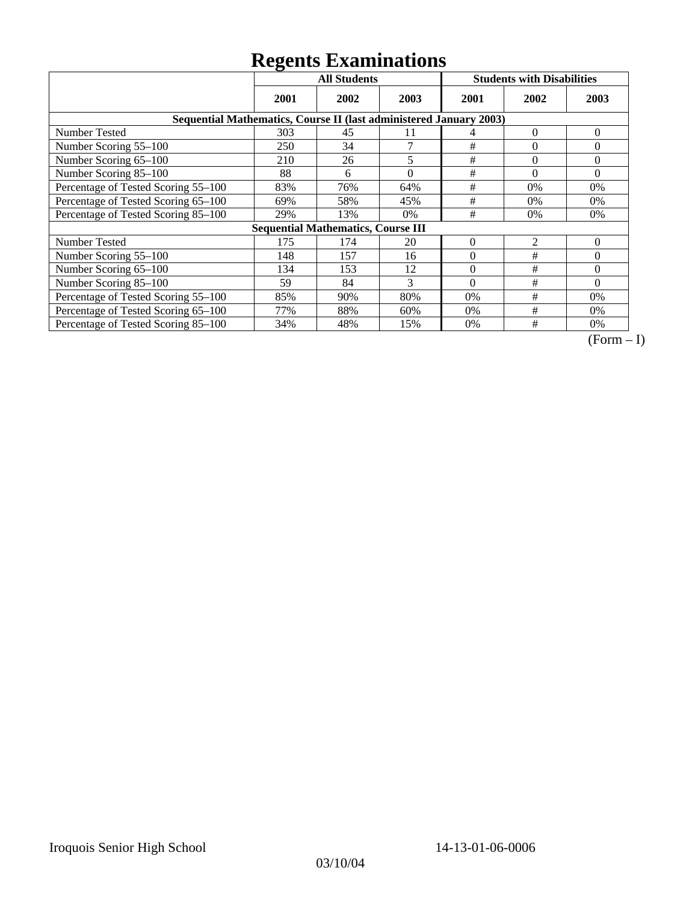# Regents Examinations

| | All Students | | | Students with Disabilities | | |
|---|---|---|---|---|---|---|
| | 2001 | 2002 | 2003 | 2001 | 2002 | 2003 |
| **Sequential Mathematics, Course II (last administered January 2003)** | | | | | | |
| Number Tested | 303 | 45 | 11 | 4 | 0 | 0 |
| Number Scoring 55–100 | 250 | 34 | 7 | # | 0 | 0 |
| Number Scoring 65–100 | 210 | 26 | 5 | # | 0 | 0 |
| Number Scoring 85–100 | 88 | 6 | 0 | # | 0 | 0 |
| Percentage of Tested Scoring 55–100 | 83% | 76% | 64% | # | 0% | 0% |
| Percentage of Tested Scoring 65–100 | 69% | 58% | 45% | # | 0% | 0% |
| Percentage of Tested Scoring 85–100 | 29% | 13% | 0% | # | 0% | 0% |
| **Sequential Mathematics, Course III** | | | | | | |
| Number Tested | 175 | 174 | 20 | 0 | 2 | 0 |
| Number Scoring 55–100 | 148 | 157 | 16 | 0 | # | 0 |
| Number Scoring 65–100 | 134 | 153 | 12 | 0 | # | 0 |
| Number Scoring 85–100 | 59 | 84 | 3 | 0 | # | 0 |
| Percentage of Tested Scoring 55–100 | 85% | 90% | 80% | 0% | # | 0% |
| Percentage of Tested Scoring 65–100 | 77% | 88% | 60% | 0% | # | 0% |
| Percentage of Tested Scoring 85–100 | 34% | 48% | 15% | 0% | # | 0% |

(Form – I)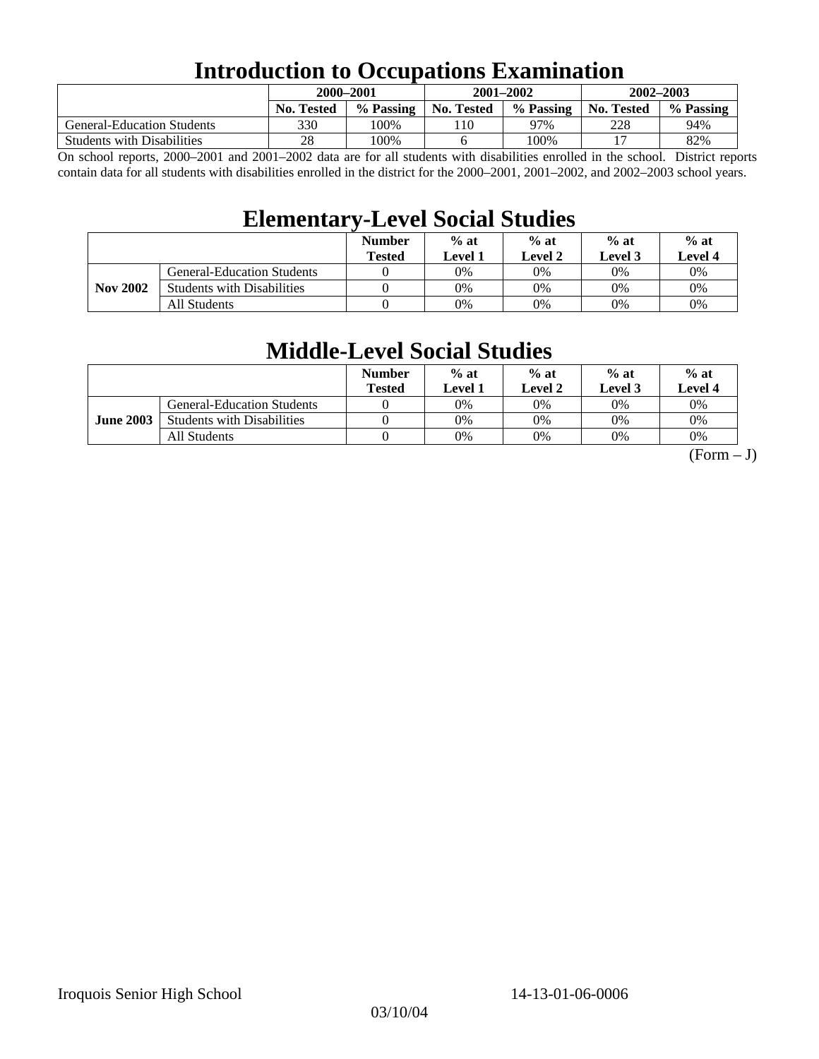# Introduction to Occupations Examination

| | 2000–2001 | | 2001–2002 | | 2002–2003 | |
|---|---|---|---|---|---|---|
| | No. Tested | % Passing | No. Tested | % Passing | No. Tested | % Passing |
| General-Education Students | 330 | 100% | 110 | 97% | 228 | 94% |
| Students with Disabilities | 28 | 100% | 6 | 100% | 17 | 82% |

On school reports, 2000–2001 and 2001–2002 data are for all students with disabilities enrolled in the school. District reports contain data for all students with disabilities enrolled in the district for the 2000–2001, 2001–2002, and 2002–2003 school years.

# Elementary-Level Social Studies

| | | Number Tested | % at Level 1 | % at Level 2 | % at Level 3 | % at Level 4 |
|---|---|---|---|---|---|---|
| **Nov 2002** | General-Education Students | 0 | 0% | 0% | 0% | 0% |
| | Students with Disabilities | 0 | 0% | 0% | 0% | 0% |
| | All Students | 0 | 0% | 0% | 0% | 0% |

# Middle-Level Social Studies

| | | Number Tested | % at Level 1 | % at Level 2 | % at Level 3 | % at Level 4 |
|---|---|---|---|---|---|---|
| **June 2003** | General-Education Students | 0 | 0% | 0% | 0% | 0% |
| | Students with Disabilities | 0 | 0% | 0% | 0% | 0% |
| | All Students | 0 | 0% | 0% | 0% | 0% |

(Form – J)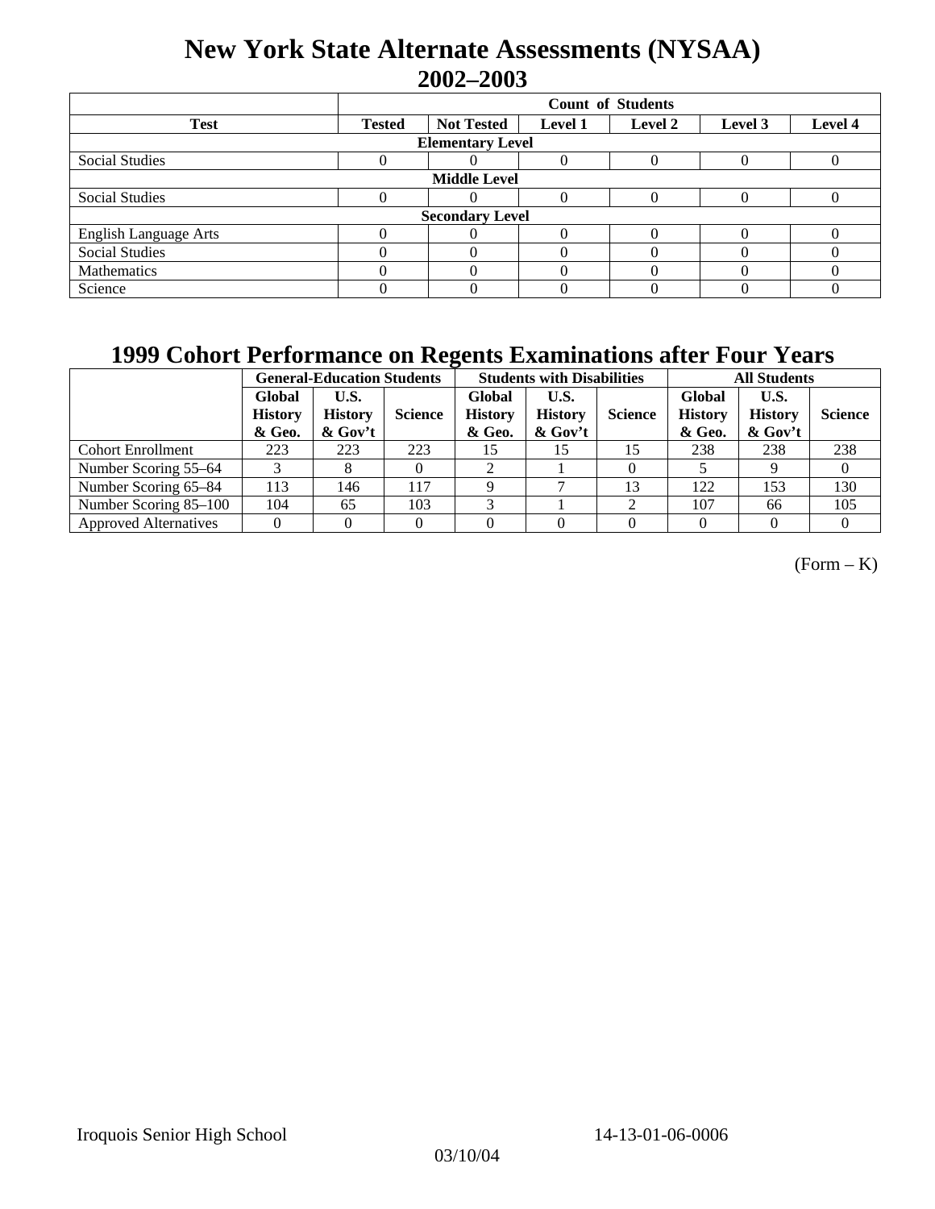# New York State Alternate Assessments (NYSAA)
## 2002–2003

| | Count of Students | | | | | |
|---|---|---|---|---|---|---|
| **Test** | **Tested** | **Not Tested** | **Level 1** | **Level 2** | **Level 3** | **Level 4** |
| **Elementary Level** | | | | | | |
| Social Studies | 0 | 0 | 0 | 0 | 0 | 0 |
| **Middle Level** | | | | | | |
| Social Studies | 0 | 0 | 0 | 0 | 0 | 0 |
| **Secondary Level** | | | | | | |
| English Language Arts | 0 | 0 | 0 | 0 | 0 | 0 |
| Social Studies | 0 | 0 | 0 | 0 | 0 | 0 |
| Mathematics | 0 | 0 | 0 | 0 | 0 | 0 |
| Science | 0 | 0 | 0 | 0 | 0 | 0 |

## 1999 Cohort Performance on Regents Examinations after Four Years

| | General-Education Students | | | Students with Disabilities | | | All Students | | |
|---|---|---|---|---|---|---|---|---|---|
| | **Global History & Geo.** | **U.S. History & Gov't** | **Science** | **Global History & Geo.** | **U.S. History & Gov't** | **Science** | **Global History & Geo.** | **U.S. History & Gov't** | **Science** |
| Cohort Enrollment | 223 | 223 | 223 | 15 | 15 | 15 | 238 | 238 | 238 |
| Number Scoring 55–64 | 3 | 8 | 0 | 2 | 1 | 0 | 5 | 9 | 0 |
| Number Scoring 65–84 | 113 | 146 | 117 | 9 | 7 | 13 | 122 | 153 | 130 |
| Number Scoring 85–100 | 104 | 65 | 103 | 3 | 1 | 2 | 107 | 66 | 105 |
| Approved Alternatives | 0 | 0 | 0 | 0 | 0 | 0 | 0 | 0 | 0 |

(Form – K)

Iroquois Senior High School 14-13-01-06-0006

03/10/04